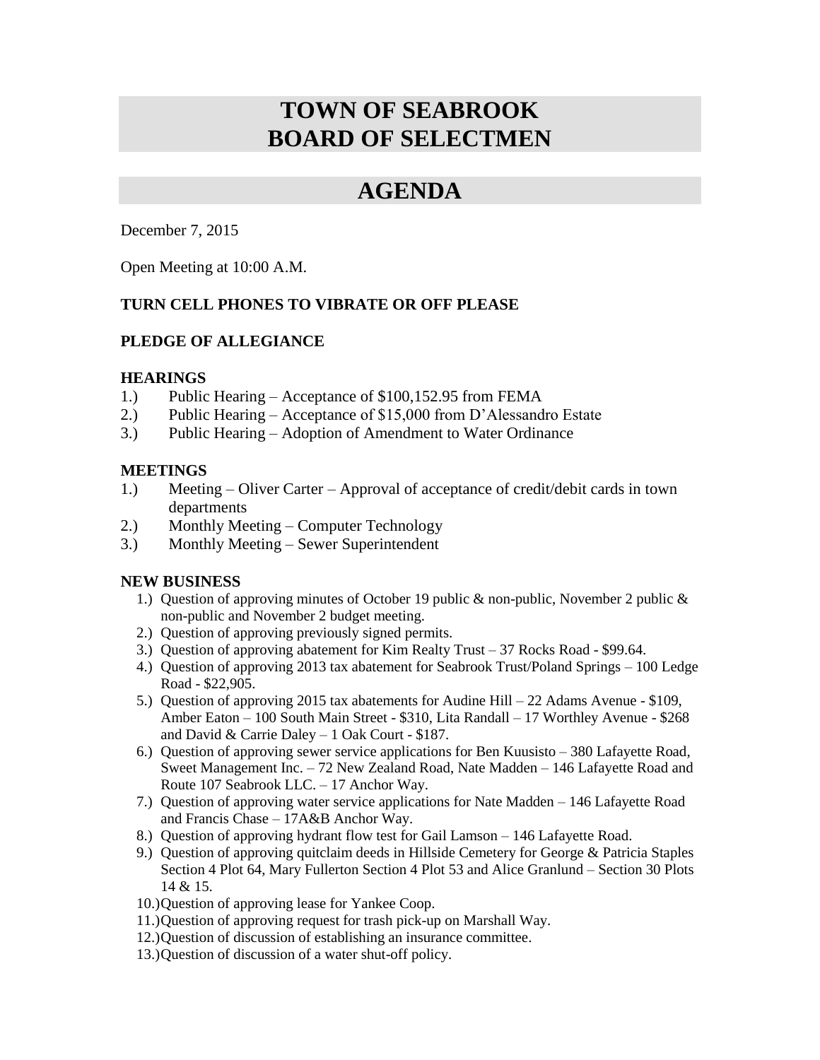# TOWN OF SEABROOK BOARD OF SELECTMEN

## AGENDA

December 7, 2015

Open Meeting at 10:00 A.M.

**TURN CELL PHONES TO VIBRATE OR OFF PLEASE**

**PLEDGE OF ALLEGIANCE**

**HEARINGS**

1.) Public Hearing – Acceptance of $100,152.95 from FEMA
2.) Public Hearing – Acceptance of $15,000 from D'Alessandro Estate
3.) Public Hearing – Adoption of Amendment to Water Ordinance

**MEETINGS**

1.) Meeting – Oliver Carter – Approval of acceptance of credit/debit cards in town departments
2.) Monthly Meeting – Computer Technology
3.) Monthly Meeting – Sewer Superintendent

**NEW BUSINESS**

1.) Question of approving minutes of October 19 public & non-public, November 2 public & non-public and November 2 budget meeting.
2.) Question of approving previously signed permits.
3.) Question of approving abatement for Kim Realty Trust – 37 Rocks Road - $99.64.
4.) Question of approving 2013 tax abatement for Seabrook Trust/Poland Springs – 100 Ledge Road - $22,905.
5.) Question of approving 2015 tax abatements for Audine Hill – 22 Adams Avenue - $109, Amber Eaton – 100 South Main Street - $310, Lita Randall – 17 Worthley Avenue - $268 and David & Carrie Daley – 1 Oak Court - $187.
6.) Question of approving sewer service applications for Ben Kuusisto – 380 Lafayette Road, Sweet Management Inc. – 72 New Zealand Road, Nate Madden – 146 Lafayette Road and Route 107 Seabrook LLC. – 17 Anchor Way.
7.) Question of approving water service applications for Nate Madden – 146 Lafayette Road and Francis Chase – 17A&B Anchor Way.
8.) Question of approving hydrant flow test for Gail Lamson – 146 Lafayette Road.
9.) Question of approving quitclaim deeds in Hillside Cemetery for George & Patricia Staples Section 4 Plot 64, Mary Fullerton Section 4 Plot 53 and Alice Granlund – Section 30 Plots 14 & 15.
10.) Question of approving lease for Yankee Coop.
11.) Question of approving request for trash pick-up on Marshall Way.
12.) Question of discussion of establishing an insurance committee.
13.) Question of discussion of a water shut-off policy.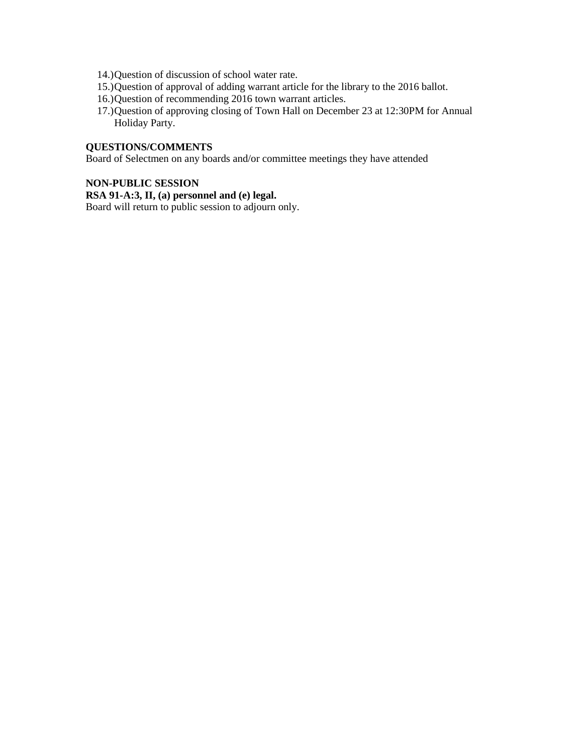14.) Question of discussion of school water rate.
15.) Question of approval of adding warrant article for the library to the 2016 ballot.
16.) Question of recommending 2016 town warrant articles.
17.) Question of approving closing of Town Hall on December 23 at 12:30PM for Annual Holiday Party.

**QUESTIONS/COMMENTS**

Board of Selectmen on any boards and/or committee meetings they have attended

**NON-PUBLIC SESSION**

**RSA 91-A:3, II, (a) personnel and (e) legal.**

Board will return to public session to adjourn only.